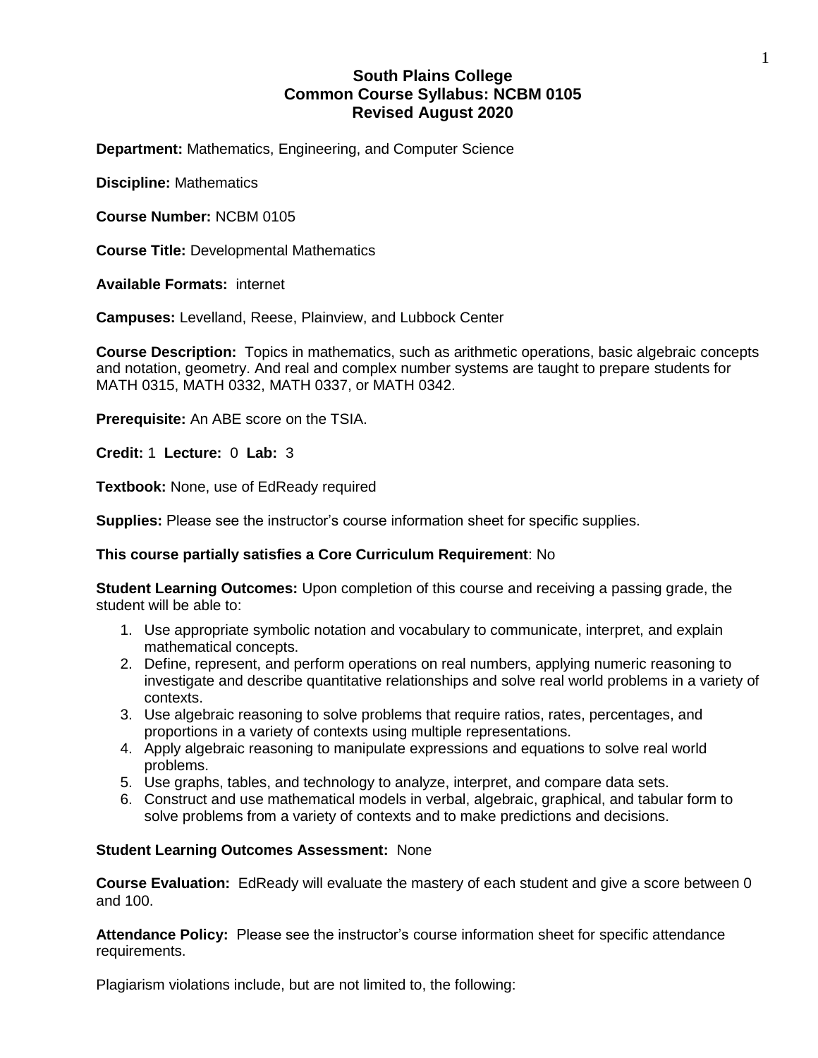# South Plains College
## Common Course Syllabus: NCBM 0105
### Revised August 2020

**Department:** Mathematics, Engineering, and Computer Science

**Discipline:** Mathematics

**Course Number:** NCBM 0105

**Course Title:** Developmental Mathematics

**Available Formats:** internet

**Campuses:** Levelland, Reese, Plainview, and Lubbock Center

**Course Description:** Topics in mathematics, such as arithmetic operations, basic algebraic concepts and notation, geometry. And real and complex number systems are taught to prepare students for MATH 0315, MATH 0332, MATH 0337, or MATH 0342.

**Prerequisite:** An ABE score on the TSIA.

**Credit:** 1 **Lecture:** 0 **Lab:** 3

**Textbook:** None, use of EdReady required

**Supplies:** Please see the instructor's course information sheet for specific supplies.

**This course partially satisfies a Core Curriculum Requirement**: No

**Student Learning Outcomes:** Upon completion of this course and receiving a passing grade, the student will be able to:

1. Use appropriate symbolic notation and vocabulary to communicate, interpret, and explain mathematical concepts.
2. Define, represent, and perform operations on real numbers, applying numeric reasoning to investigate and describe quantitative relationships and solve real world problems in a variety of contexts.
3. Use algebraic reasoning to solve problems that require ratios, rates, percentages, and proportions in a variety of contexts using multiple representations.
4. Apply algebraic reasoning to manipulate expressions and equations to solve real world problems.
5. Use graphs, tables, and technology to analyze, interpret, and compare data sets.
6. Construct and use mathematical models in verbal, algebraic, graphical, and tabular form to solve problems from a variety of contexts and to make predictions and decisions.

**Student Learning Outcomes Assessment:** None

**Course Evaluation:** EdReady will evaluate the mastery of each student and give a score between 0 and 100.

**Attendance Policy:** Please see the instructor's course information sheet for specific attendance requirements.

Plagiarism violations include, but are not limited to, the following: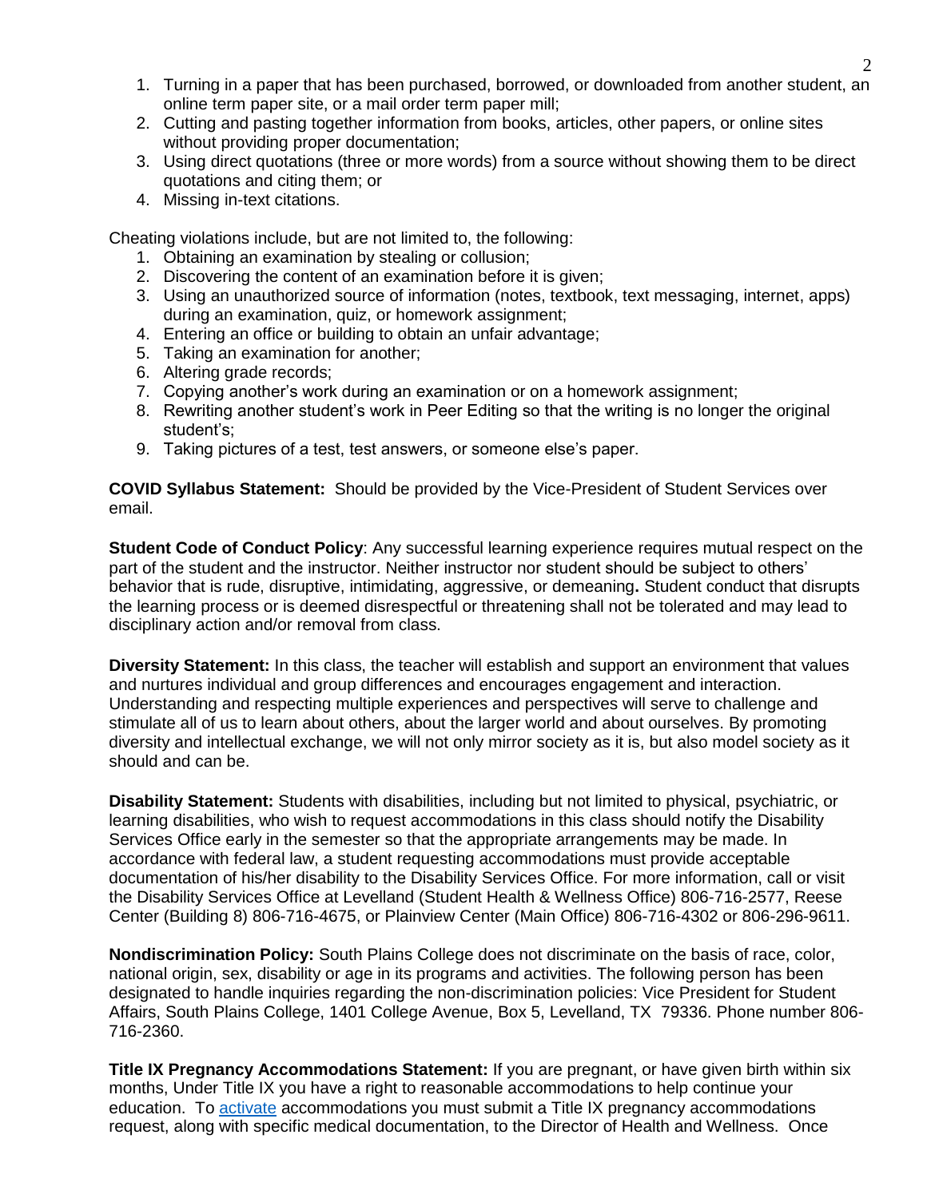1. Turning in a paper that has been purchased, borrowed, or downloaded from another student, an online term paper site, or a mail order term paper mill;
2. Cutting and pasting together information from books, articles, other papers, or online sites without providing proper documentation;
3. Using direct quotations (three or more words) from a source without showing them to be direct quotations and citing them; or
4. Missing in-text citations.

Cheating violations include, but are not limited to, the following:

1. Obtaining an examination by stealing or collusion;
2. Discovering the content of an examination before it is given;
3. Using an unauthorized source of information (notes, textbook, text messaging, internet, apps) during an examination, quiz, or homework assignment;
4. Entering an office or building to obtain an unfair advantage;
5. Taking an examination for another;
6. Altering grade records;
7. Copying another's work during an examination or on a homework assignment;
8. Rewriting another student's work in Peer Editing so that the writing is no longer the original student's;
9. Taking pictures of a test, test answers, or someone else's paper.

**COVID Syllabus Statement:** Should be provided by the Vice-President of Student Services over email.

**Student Code of Conduct Policy**: Any successful learning experience requires mutual respect on the part of the student and the instructor. Neither instructor nor student should be subject to others' behavior that is rude, disruptive, intimidating, aggressive, or demeaning**.** Student conduct that disrupts the learning process or is deemed disrespectful or threatening shall not be tolerated and may lead to disciplinary action and/or removal from class.

**Diversity Statement:** In this class, the teacher will establish and support an environment that values and nurtures individual and group differences and encourages engagement and interaction. Understanding and respecting multiple experiences and perspectives will serve to challenge and stimulate all of us to learn about others, about the larger world and about ourselves. By promoting diversity and intellectual exchange, we will not only mirror society as it is, but also model society as it should and can be.

**Disability Statement:** Students with disabilities, including but not limited to physical, psychiatric, or learning disabilities, who wish to request accommodations in this class should notify the Disability Services Office early in the semester so that the appropriate arrangements may be made. In accordance with federal law, a student requesting accommodations must provide acceptable documentation of his/her disability to the Disability Services Office. For more information, call or visit the Disability Services Office at Levelland (Student Health & Wellness Office) 806-716-2577, Reese Center (Building 8) 806-716-4675, or Plainview Center (Main Office) 806-716-4302 or 806-296-9611.

**Nondiscrimination Policy:** South Plains College does not discriminate on the basis of race, color, national origin, sex, disability or age in its programs and activities. The following person has been designated to handle inquiries regarding the non-discrimination policies: Vice President for Student Affairs, South Plains College, 1401 College Avenue, Box 5, Levelland, TX 79336. Phone number 806-716-2360.

**Title IX Pregnancy Accommodations Statement:** If you are pregnant, or have given birth within six months, Under Title IX you have a right to reasonable accommodations to help continue your education. To activate accommodations you must submit a Title IX pregnancy accommodations request, along with specific medical documentation, to the Director of Health and Wellness. Once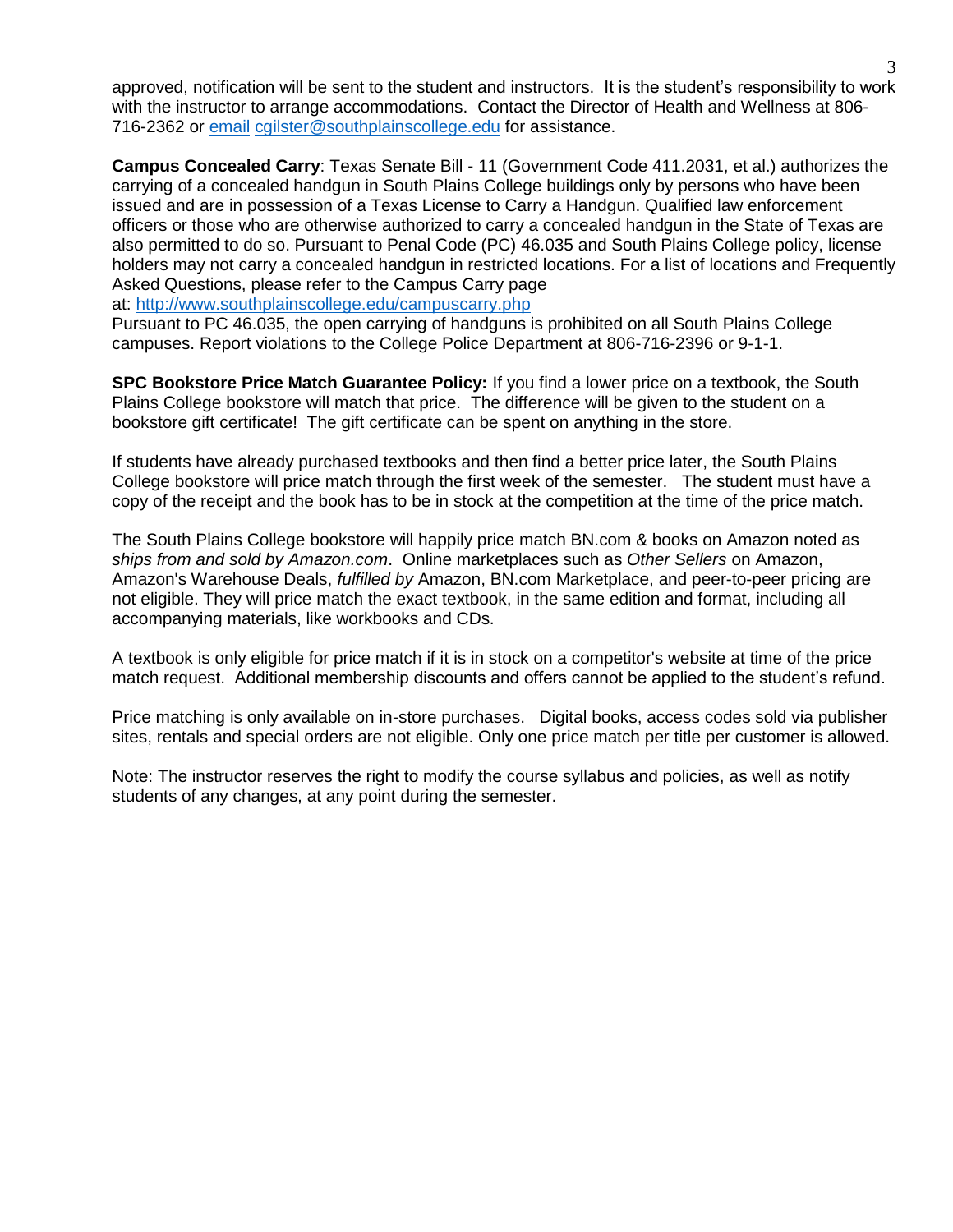approved, notification will be sent to the student and instructors. It is the student's responsibility to work with the instructor to arrange accommodations. Contact the Director of Health and Wellness at 806-716-2362 or [email](mailto:cgilster@southplainscollege.edu) cgilster@southplainscollege.edu for assistance.

**Campus Concealed Carry**: Texas Senate Bill - 11 (Government Code 411.2031, et al.) authorizes the carrying of a concealed handgun in South Plains College buildings only by persons who have been issued and are in possession of a Texas License to Carry a Handgun. Qualified law enforcement officers or those who are otherwise authorized to carry a concealed handgun in the State of Texas are also permitted to do so. Pursuant to Penal Code (PC) 46.035 and South Plains College policy, license holders may not carry a concealed handgun in restricted locations. For a list of locations and Frequently Asked Questions, please refer to the Campus Carry page at: http://www.southplainscollege.edu/campuscarry.php
Pursuant to PC 46.035, the open carrying of handguns is prohibited on all South Plains College campuses. Report violations to the College Police Department at 806-716-2396 or 9-1-1.

**SPC Bookstore Price Match Guarantee Policy:** If you find a lower price on a textbook, the South Plains College bookstore will match that price. The difference will be given to the student on a bookstore gift certificate! The gift certificate can be spent on anything in the store.

If students have already purchased textbooks and then find a better price later, the South Plains College bookstore will price match through the first week of the semester. The student must have a copy of the receipt and the book has to be in stock at the competition at the time of the price match.

The South Plains College bookstore will happily price match BN.com & books on Amazon noted as *ships from and sold by Amazon.com*. Online marketplaces such as *Other Sellers* on Amazon, Amazon's Warehouse Deals, *fulfilled by* Amazon, BN.com Marketplace, and peer-to-peer pricing are not eligible. They will price match the exact textbook, in the same edition and format, including all accompanying materials, like workbooks and CDs.

A textbook is only eligible for price match if it is in stock on a competitor's website at time of the price match request. Additional membership discounts and offers cannot be applied to the student's refund.

Price matching is only available on in-store purchases. Digital books, access codes sold via publisher sites, rentals and special orders are not eligible. Only one price match per title per customer is allowed.

Note: The instructor reserves the right to modify the course syllabus and policies, as well as notify students of any changes, at any point during the semester.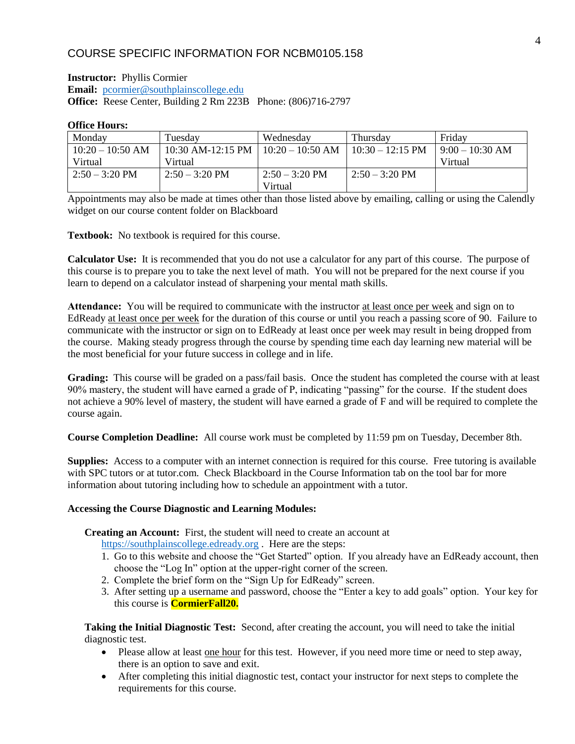## COURSE SPECIFIC INFORMATION FOR NCBM0105.158

**Instructor:** Phyllis Cormier
**Email:** pcormier@southplainscollege.edu
**Office:** Reese Center, Building 2 Rm 223B Phone: (806)716-2797

**Office Hours:**

| Monday | Tuesday | Wednesday | Thursday | Friday |
|---|---|---|---|---|
| 10:20 – 10:50 AM Virtual | 10:30 AM-12:15 PM Virtual | 10:20 – 10:50 AM | 10:30 – 12:15 PM | 9:00 – 10:30 AM Virtual |
| 2:50 – 3:20 PM | 2:50 – 3:20 PM | 2:50 – 3:20 PM Virtual | 2:50 – 3:20 PM | |

Appointments may also be made at times other than those listed above by emailing, calling or using the Calendly widget on our course content folder on Blackboard

**Textbook:** No textbook is required for this course.

**Calculator Use:** It is recommended that you do not use a calculator for any part of this course. The purpose of this course is to prepare you to take the next level of math. You will not be prepared for the next course if you learn to depend on a calculator instead of sharpening your mental math skills.

**Attendance:** You will be required to communicate with the instructor at least once per week and sign on to EdReady at least once per week for the duration of this course or until you reach a passing score of 90. Failure to communicate with the instructor or sign on to EdReady at least once per week may result in being dropped from the course. Making steady progress through the course by spending time each day learning new material will be the most beneficial for your future success in college and in life.

**Grading:** This course will be graded on a pass/fail basis. Once the student has completed the course with at least 90% mastery, the student will have earned a grade of P, indicating "passing" for the course. If the student does not achieve a 90% level of mastery, the student will have earned a grade of F and will be required to complete the course again.

**Course Completion Deadline:** All course work must be completed by 11:59 pm on Tuesday, December 8th.

**Supplies:** Access to a computer with an internet connection is required for this course. Free tutoring is available with SPC tutors or at tutor.com. Check Blackboard in the Course Information tab on the tool bar for more information about tutoring including how to schedule an appointment with a tutor.

**Accessing the Course Diagnostic and Learning Modules:**

**Creating an Account:** First, the student will need to create an account at https://southplainscollege.edready.org . Here are the steps:

1. Go to this website and choose the "Get Started" option. If you already have an EdReady account, then choose the "Log In" option at the upper-right corner of the screen.
2. Complete the brief form on the "Sign Up for EdReady" screen.
3. After setting up a username and password, choose the "Enter a key to add goals" option. Your key for this course is **CormierFall20.**

**Taking the Initial Diagnostic Test:** Second, after creating the account, you will need to take the initial diagnostic test.

- Please allow at least one hour for this test. However, if you need more time or need to step away, there is an option to save and exit.
- After completing this initial diagnostic test, contact your instructor for next steps to complete the requirements for this course.